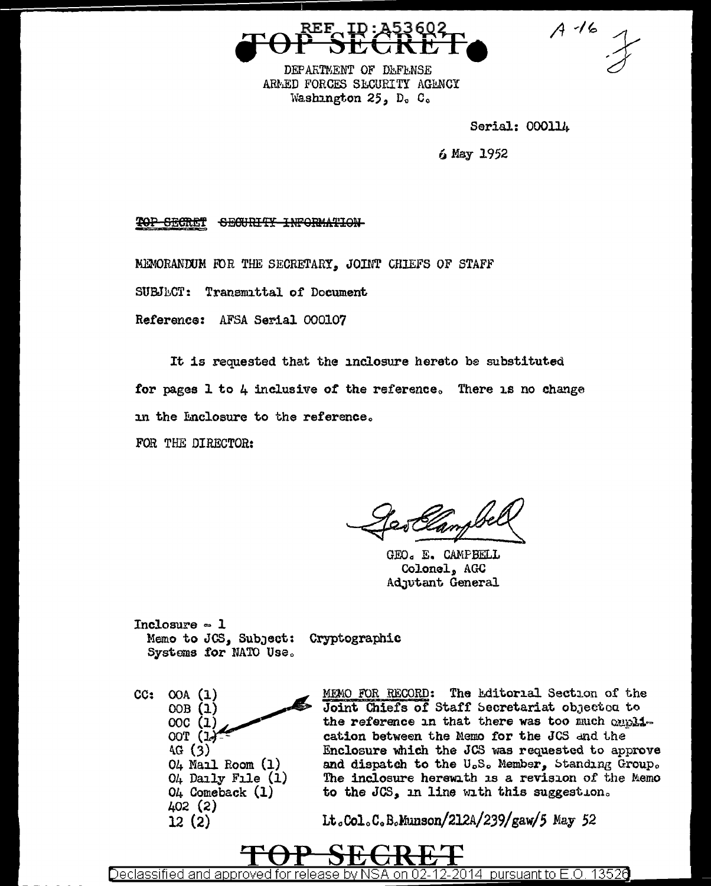REF ID:A53602

**TOP SECRET**

A-16

DEPARTMENT OF DEFENSE
ARMED FORCES SECURITY AGENCY
Washington 25, D. C.

Serial: 000114

6 May 1952

~~TOP SECRET~~ ~~SECURITY INFORMATION~~

MEMORANDUM FOR THE SECRETARY, JOINT CHIEFS OF STAFF

SUBJECT: Transmittal of Document

Reference: AFSA Serial 000107

It is requested that the inclosure hereto be substituted for pages 1 to 4 inclusive of the reference. There is no change in the Enclosure to the reference.

FOR THE DIRECTOR:

GEO. E. CAMPBELL
Colonel, AGC
Adjutant General

Inclosure - 1
Memo to JCS, Subject: Cryptographic Systems for NATO Use.

CC: OOA (1)
OOB (1)
OOC (1)
OOT (1)
4G (3)
04 Mail Room (1)
04 Daily File (1)
04 Comeback (1)
402 (2)
12 (2)

MEMO FOR RECORD: The Editorial Section of the Joint Chiefs of Staff Secretariat objected to the reference in that there was too much duplication between the Memo for the JCS and the Enclosure which the JCS was requested to approve and dispatch to the U.S. Member, Standing Group. The inclosure herewith is a revision of the Memo to the JCS, in line with this suggestion.

Lt.Col.C.B.Munson/212A/239/gaw/5 May 52

**TOP SECRET**

Declassified and approved for release by NSA on 02-12-2014 pursuant to E.O. 13526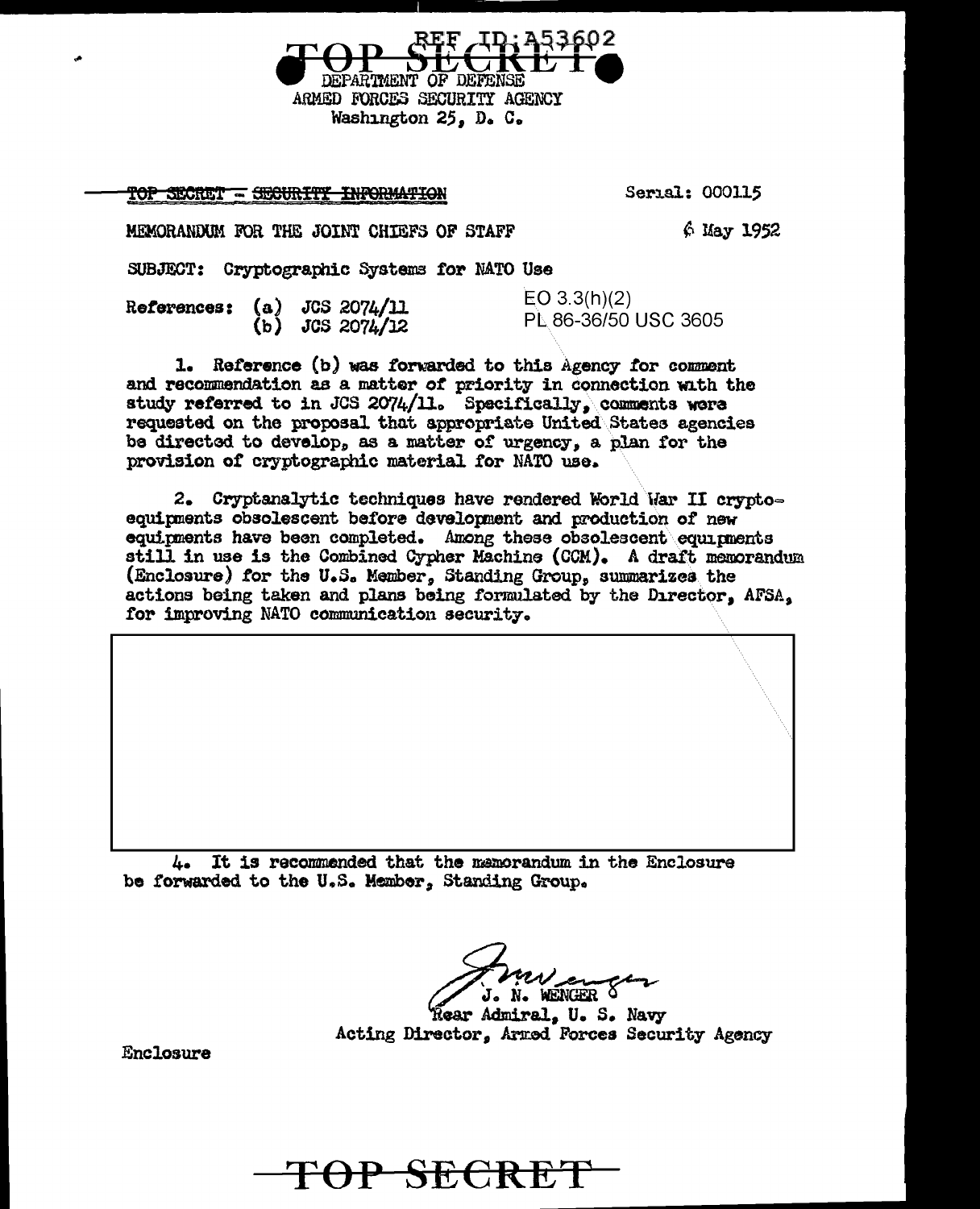REF ID:A53602

TOP SECRET

DEPARTMENT OF DEFENSE
ARMED FORCES SECURITY AGENCY
Washington 25, D. C.

~~TOP SECRET - SECURITY INFORMATION~~

Serial: 000115

MEMORANDUM FOR THE JOINT CHIEFS OF STAFF

6 May 1952

SUBJECT: Cryptographic Systems for NATO Use

References: (a) JCS 2074/11
(b) JCS 2074/12

EO 3.3(h)(2)
PL 86-36/50 USC 3605

1. Reference (b) was forwarded to this Agency for comment and recommendation as a matter of priority in connection with the study referred to in JCS 2074/11. Specifically, comments were requested on the proposal that appropriate United States agencies be directed to develop, as a matter of urgency, a plan for the provision of cryptographic material for NATO use.

2. Cryptanalytic techniques have rendered World War II crypto-equipments obsolescent before development and production of new equipments have been completed. Among these obsolescent equipments still in use is the Combined Cypher Machine (CCM). A draft memorandum (Enclosure) for the U.S. Member, Standing Group, summarizes the actions being taken and plans being formulated by the Director, AFSA, for improving NATO communication security.

[REDACTED]

4. It is recommended that the memorandum in the Enclosure be forwarded to the U.S. Member, Standing Group.

J. N. WENGER
Rear Admiral, U. S. Navy
Acting Director, Armed Forces Security Agency

Enclosure

TOP SECRET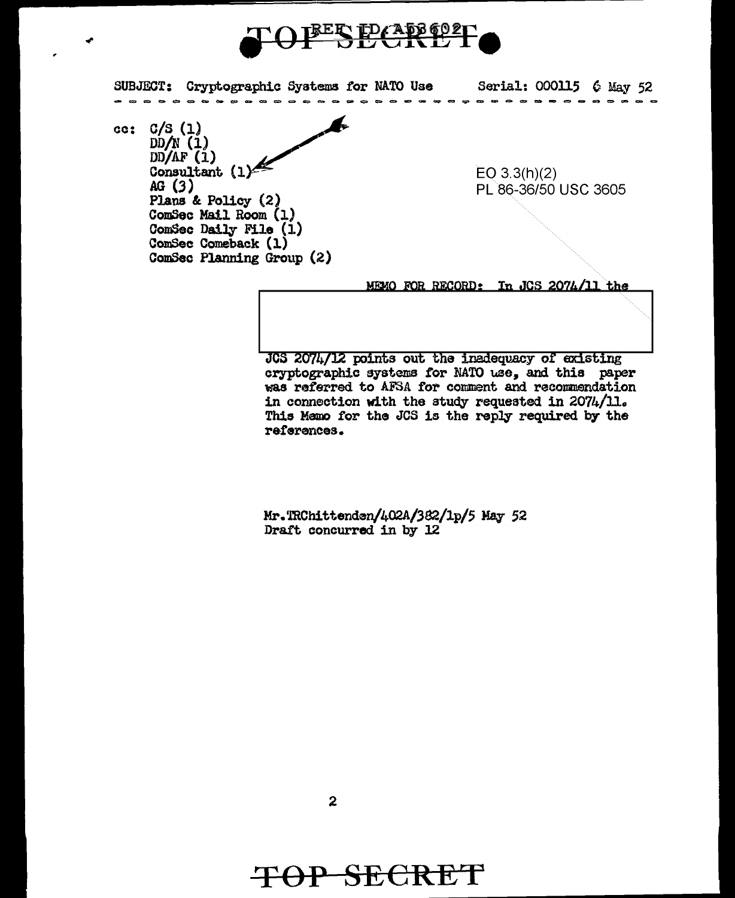TOP SECRET

REF ID:A58602

SUBJECT: Cryptographic Systems for NATO Use    Serial: 000115 6 May 52

- - - - - - - - - - - - - - - - - - - - - - - - - - - - - - - - - - -

cc: C/S (1)
DD/N (1)
DD/AF (1)
Consultant (1)
AG (3)
Plans & Policy (2)
ComSec Mail Room (1)
ComSec Daily File (1)
ComSec Comeback (1)
ComSec Planning Group (2)

EO 3.3(h)(2)
PL 86-36/50 USC 3605

MEMO FOR RECORD: In JCS 2074/11 the

JCS 2074/12 points out the inadequacy of existing cryptographic systems for NATO use, and this paper was referred to AFSA for comment and recommendation in connection with the study requested in 2074/11. This Memo for the JCS is the reply required by the references.

Mr.TRChittenden/402A/382/1p/5 May 52
Draft concurred in by 12

TOP SECRET